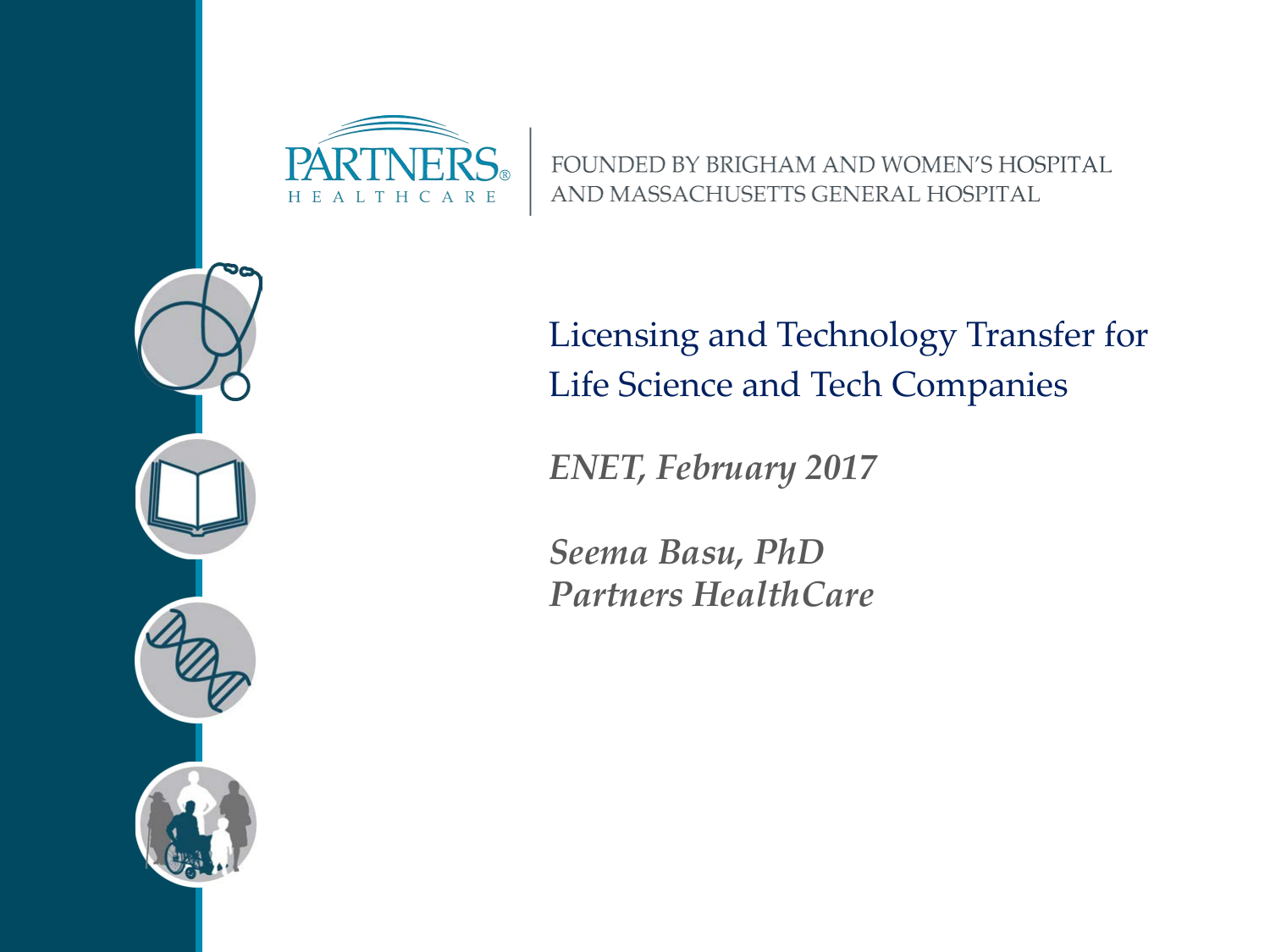PARTNERS HEALTHCARE

FOUNDED BY BRIGHAM AND WOMEN'S HOSPITAL AND MASSACHUSETTS GENERAL HOSPITAL

# Licensing and Technology Transfer for Life Science and Tech Companies

*ENET, February 2017*

*Seema Basu, PhD*
*Partners HealthCare*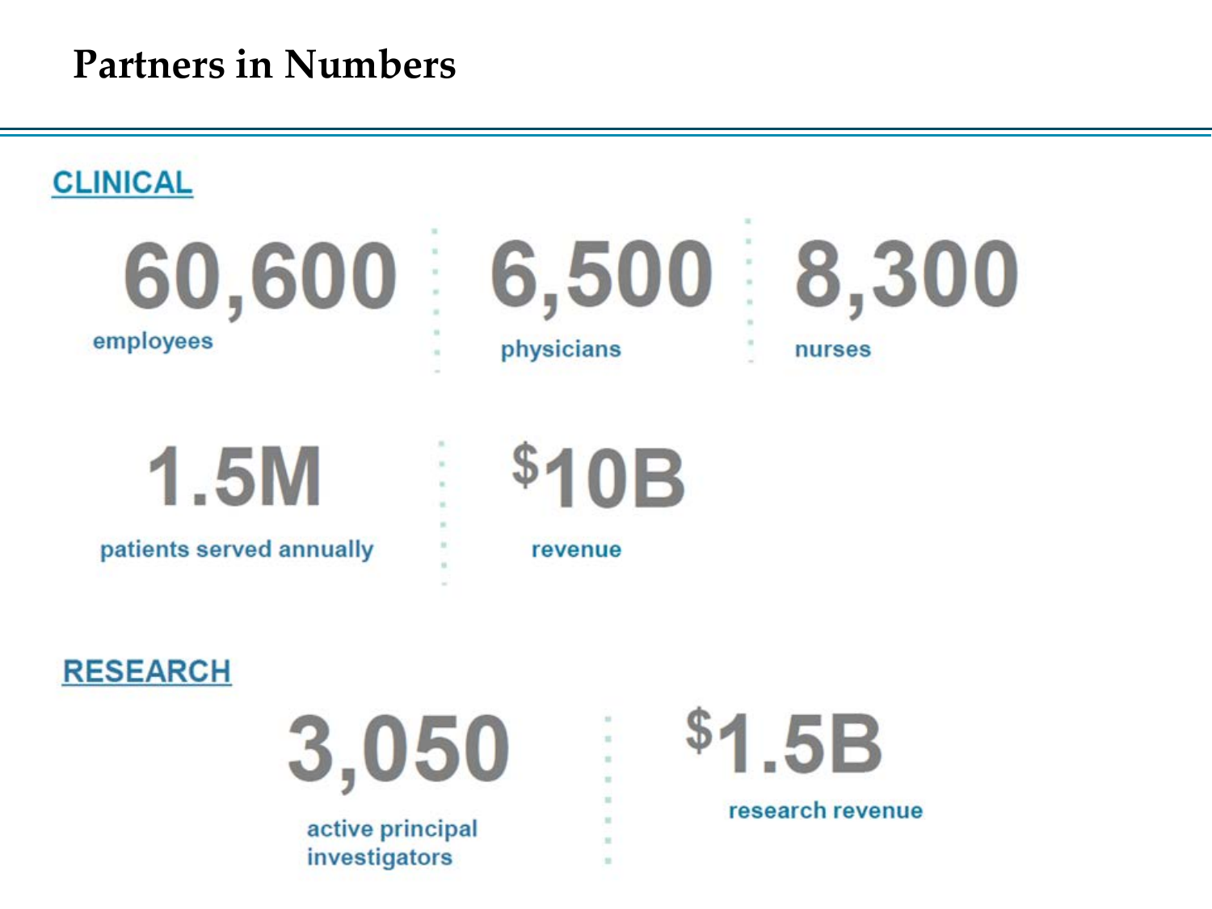# Partners in Numbers

## CLINICAL

**60,600** employees

**6,500** physicians

**8,300** nurses

**1.5M** patients served annually

**$10B** revenue

## RESEARCH

**3,050** active principal investigators

**$1.5B** research revenue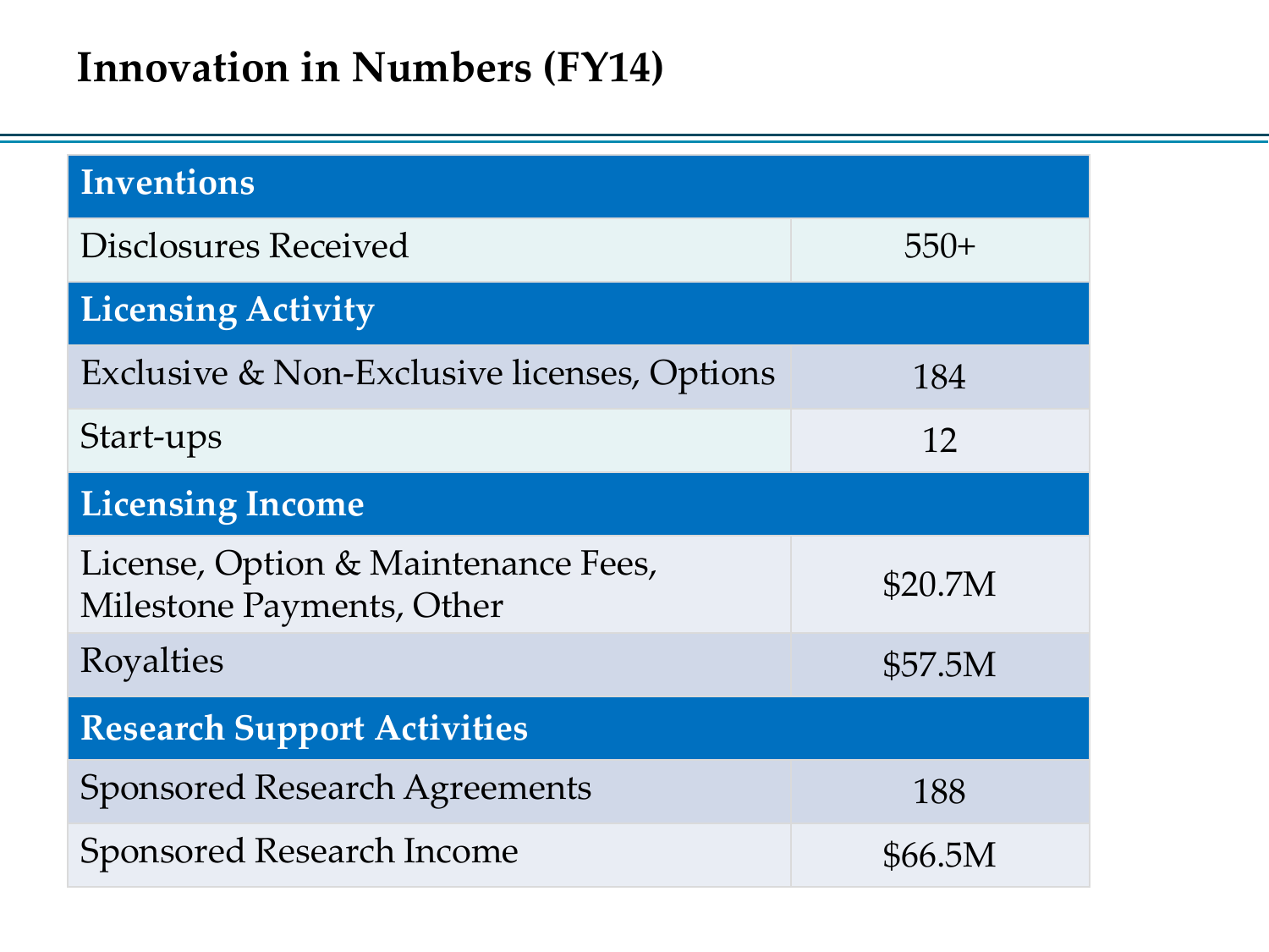# Innovation in Numbers (FY14)

| Inventions | |
|---|---|
| Disclosures Received | 550+ |
| **Licensing Activity** | |
| Exclusive & Non-Exclusive licenses, Options | 184 |
| Start-ups | 12 |
| **Licensing Income** | |
| License, Option & Maintenance Fees, Milestone Payments, Other | $20.7M |
| Royalties | $57.5M |
| **Research Support Activities** | |
| Sponsored Research Agreements | 188 |
| Sponsored Research Income | $66.5M |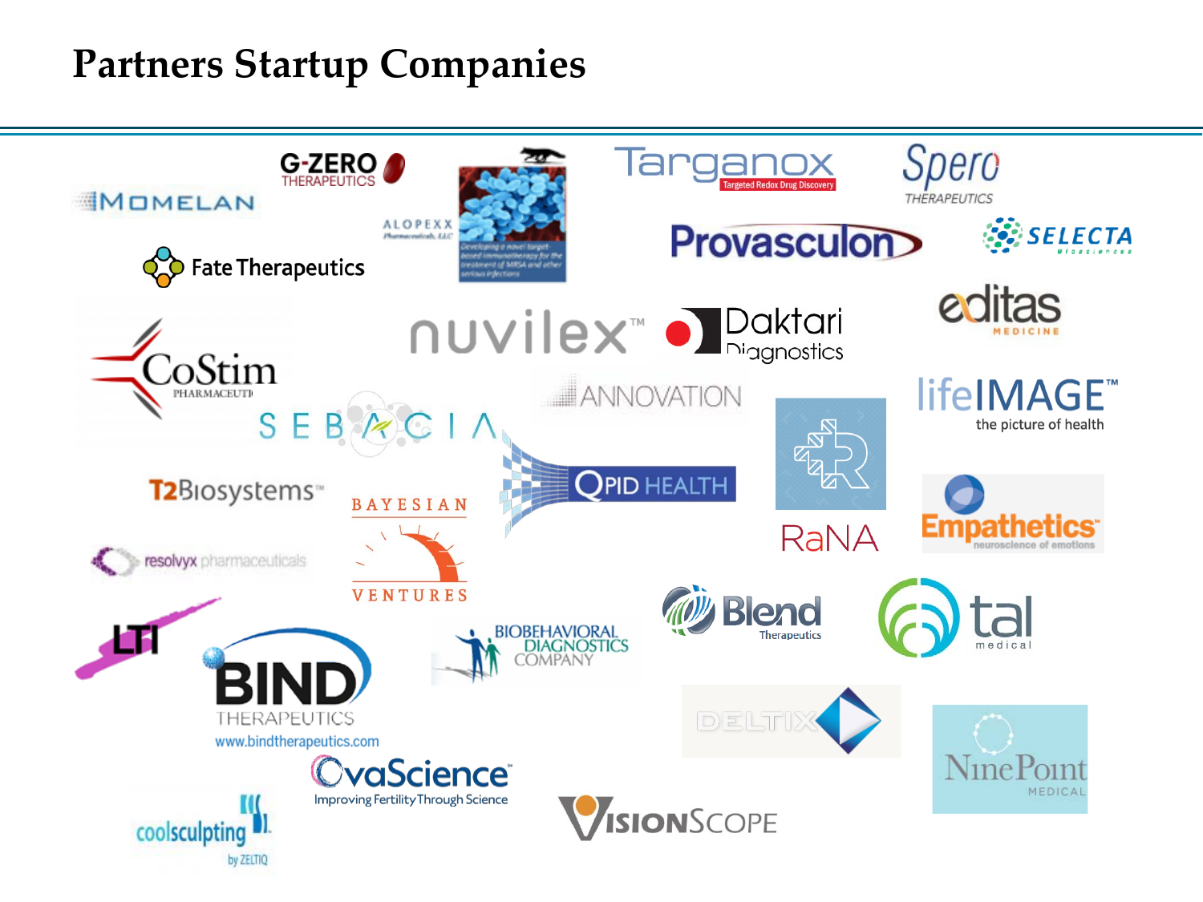# Partners Startup Companies

- Momelan
- G-Zero Therapeutics
- Alopexx Pharmaceuticals, LLC — Developing a novel target based immunotherapy for the treatment of MRSA and other serious infections
- Targanox — Targeted Redox Drug Discovery
- Spero Therapeutics
- Fate Therapeutics
- Provasculon
- Selecta Biosciences
- Editas Medicine
- CoStim Pharmaceuticals
- Nuvilex™
- Daktari Diagnostics
- Annovation
- lifeIMAGE™ — the picture of health
- Sebacia
- RaNA
- T2 Biosystems™
- Bayesian Ventures
- QPID Health
- Empathetics — neuroscience of emotions
- resolvyx pharmaceuticals
- Blend Therapeutics
- tal medical
- LTI
- BIND Therapeutics — www.bindtherapeutics.com
- Biobehavioral Diagnostics Company
- Deltix
- NinePoint Medical
- OvaScience — Improving Fertility Through Science
- coolsculpting by ZELTIQ
- VisionScope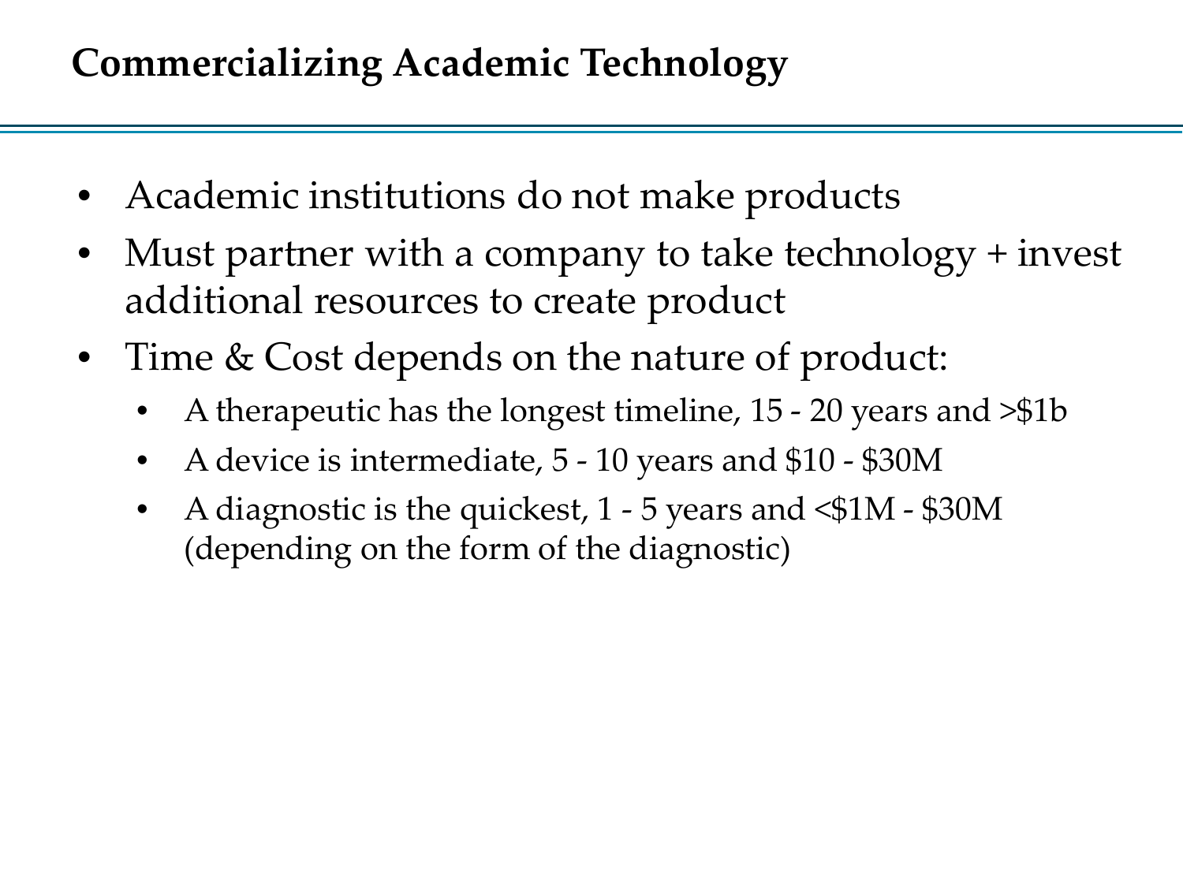# Commercializing Academic Technology

- Academic institutions do not make products
- Must partner with a company to take technology + invest additional resources to create product
- Time & Cost depends on the nature of product:
  - A therapeutic has the longest timeline, 15 - 20 years and >$1b
  - A device is intermediate, 5 - 10 years and $10 - $30M
  - A diagnostic is the quickest, 1 - 5 years and <$1M - $30M (depending on the form of the diagnostic)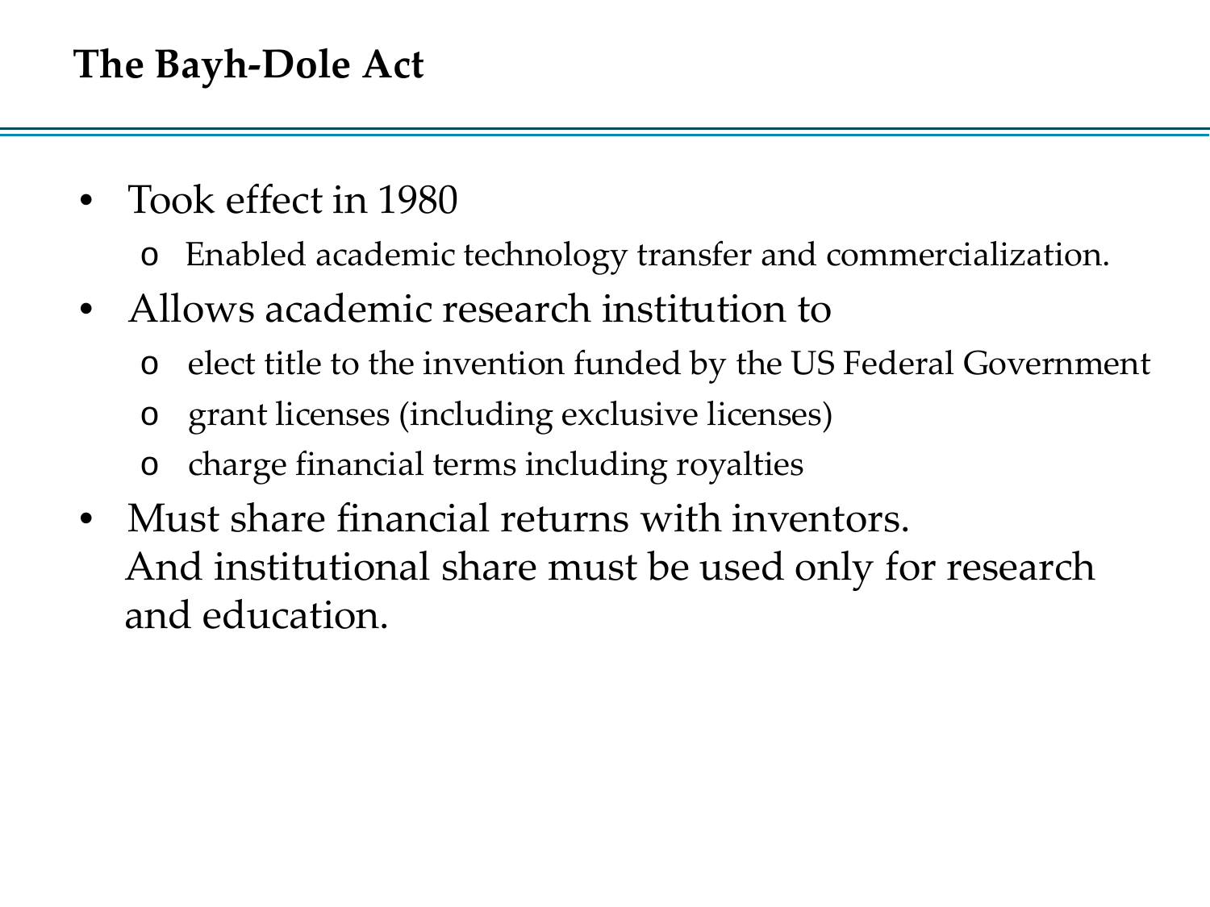# The Bayh-Dole Act

- Took effect in 1980
  - Enabled academic technology transfer and commercialization.
- Allows academic research institution to
  - elect title to the invention funded by the US Federal Government
  - grant licenses (including exclusive licenses)
  - charge financial terms including royalties
- Must share financial returns with inventors.
  And institutional share must be used only for research and education.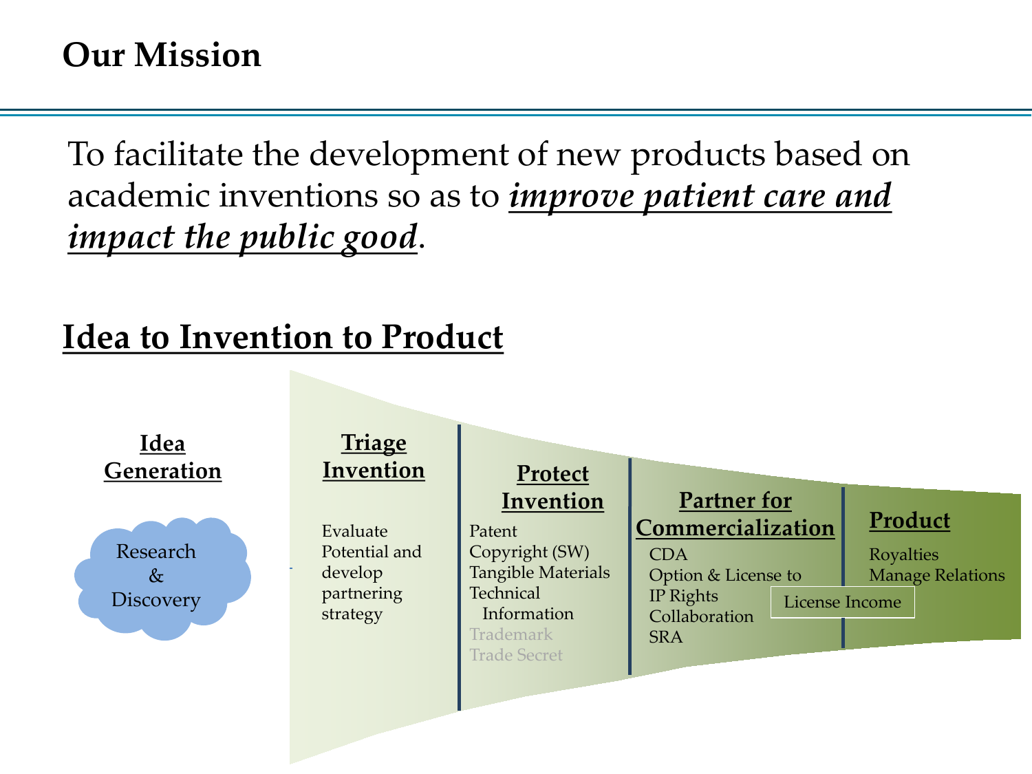# Our Mission

To facilitate the development of new products based on academic inventions so as to ***improve patient care and impact the public good***.

## Idea to Invention to Product

**Idea Generation**

Research & Discovery

**Triage Invention**

Evaluate Potential and develop partnering strategy

**Protect Invention**

- Patent
- Copyright (SW)
- Tangible Materials
- Technical Information
- Trademark
- Trade Secret

**Partner for Commercialization**

- CDA
- Option & License to IP Rights
- Collaboration
- SRA

License Income

**Product**

- Royalties
- Manage Relations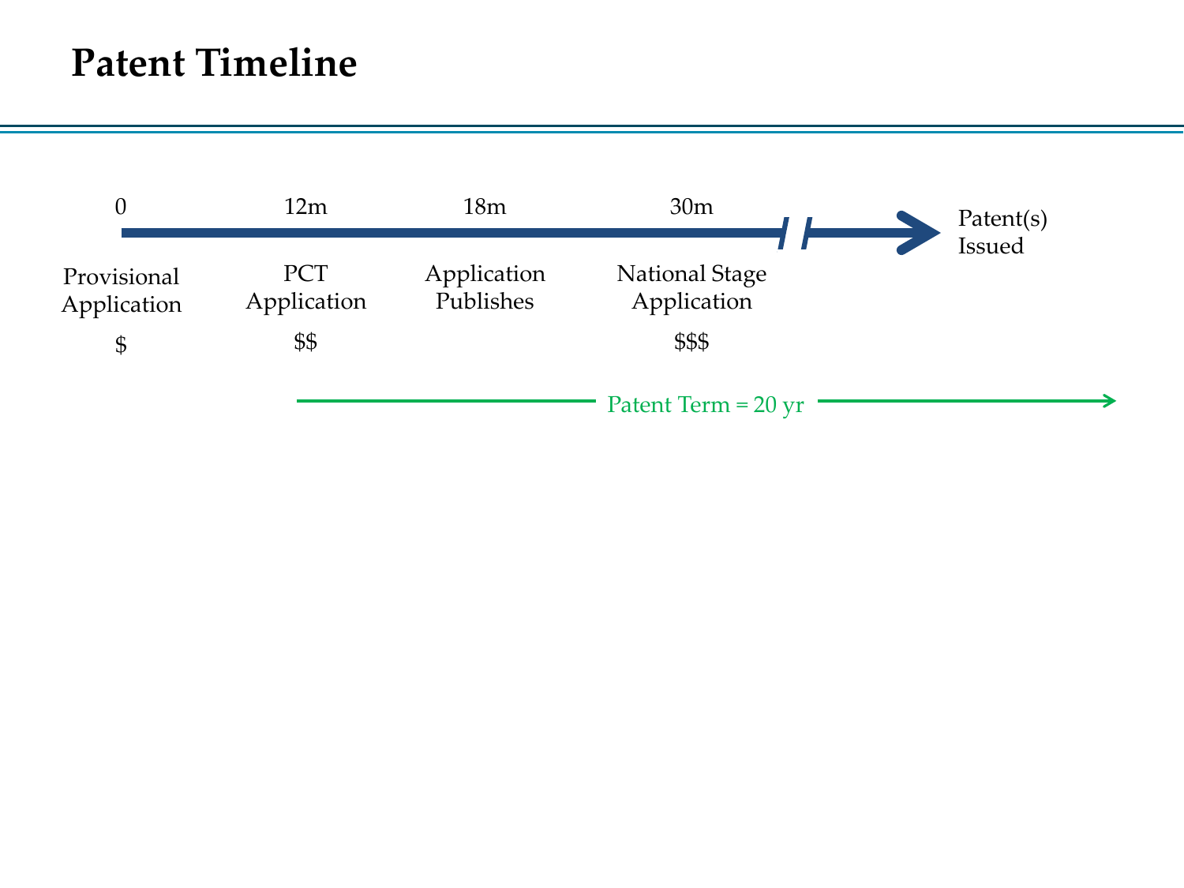# Patent Timeline

| 0 | 12m | 18m | 30m | |
|---|---|---|---|---|
| Provisional Application | PCT Application | Application Publishes | National Stage Application | Patent(s) Issued |
| $ | $$ | | $$$ | |

Patent Term = 20 yr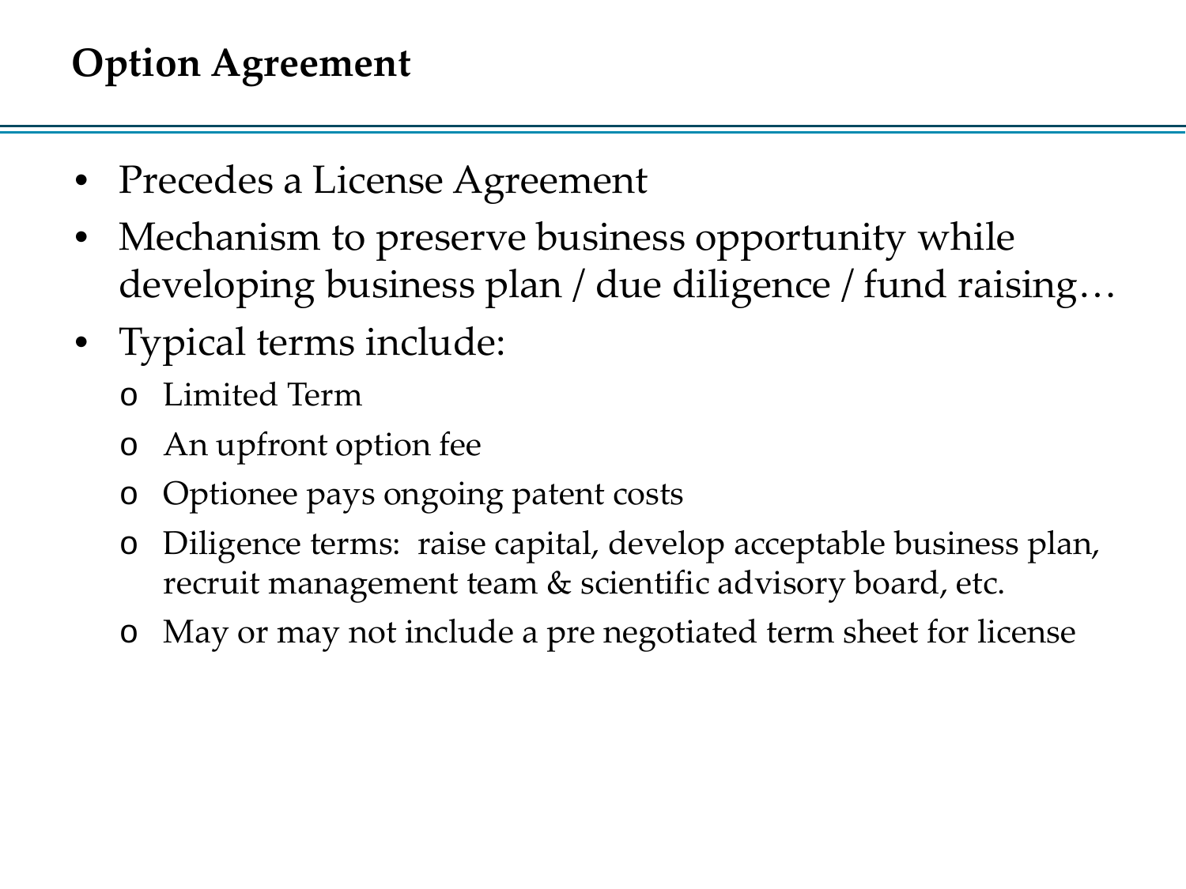# Option Agreement

- Precedes a License Agreement
- Mechanism to preserve business opportunity while developing business plan / due diligence / fund raising…
- Typical terms include:
  - Limited Term
  - An upfront option fee
  - Optionee pays ongoing patent costs
  - Diligence terms: raise capital, develop acceptable business plan, recruit management team & scientific advisory board, etc.
  - May or may not include a pre negotiated term sheet for license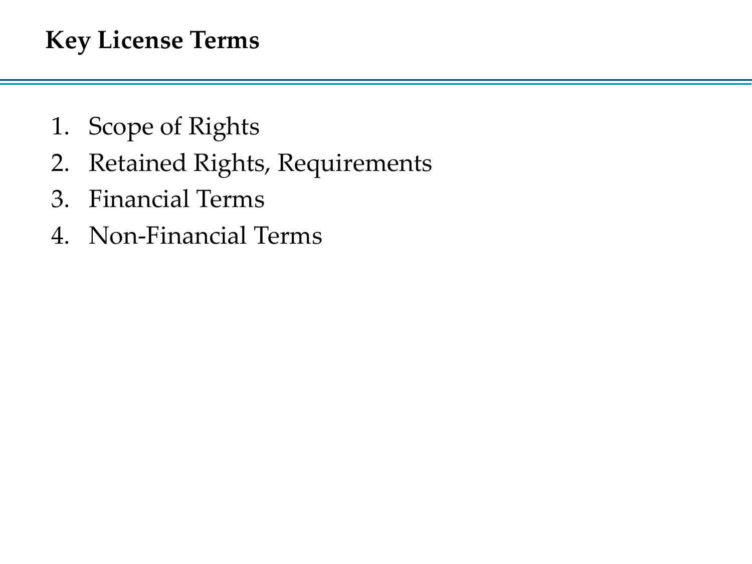# Key License Terms

1. Scope of Rights
2. Retained Rights, Requirements
3. Financial Terms
4. Non-Financial Terms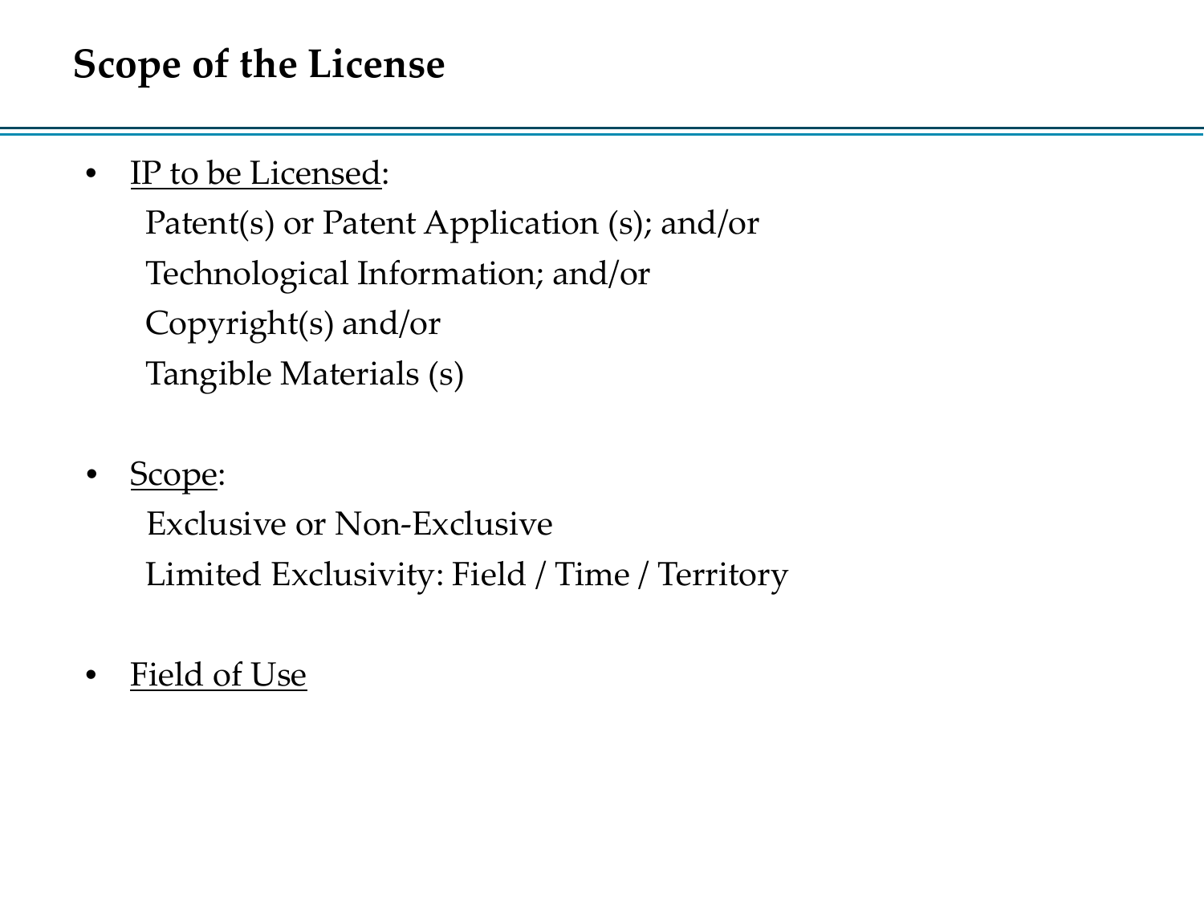# Scope of the License

- IP to be Licensed:
  - Patent(s) or Patent Application (s); and/or
  - Technological Information; and/or
  - Copyright(s) and/or
  - Tangible Materials (s)

- Scope:
  - Exclusive or Non-Exclusive
  - Limited Exclusivity: Field / Time / Territory

- Field of Use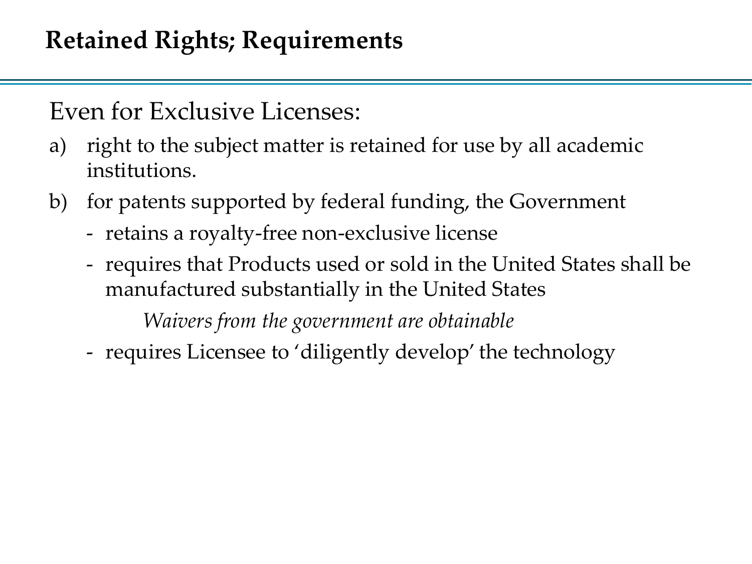# Retained Rights; Requirements

Even for Exclusive Licenses:

a) right to the subject matter is retained for use by all academic institutions.

b) for patents supported by federal funding, the Government

- retains a royalty-free non-exclusive license
- requires that Products used or sold in the United States shall be manufactured substantially in the United States

  *Waivers from the government are obtainable*

- requires Licensee to 'diligently develop' the technology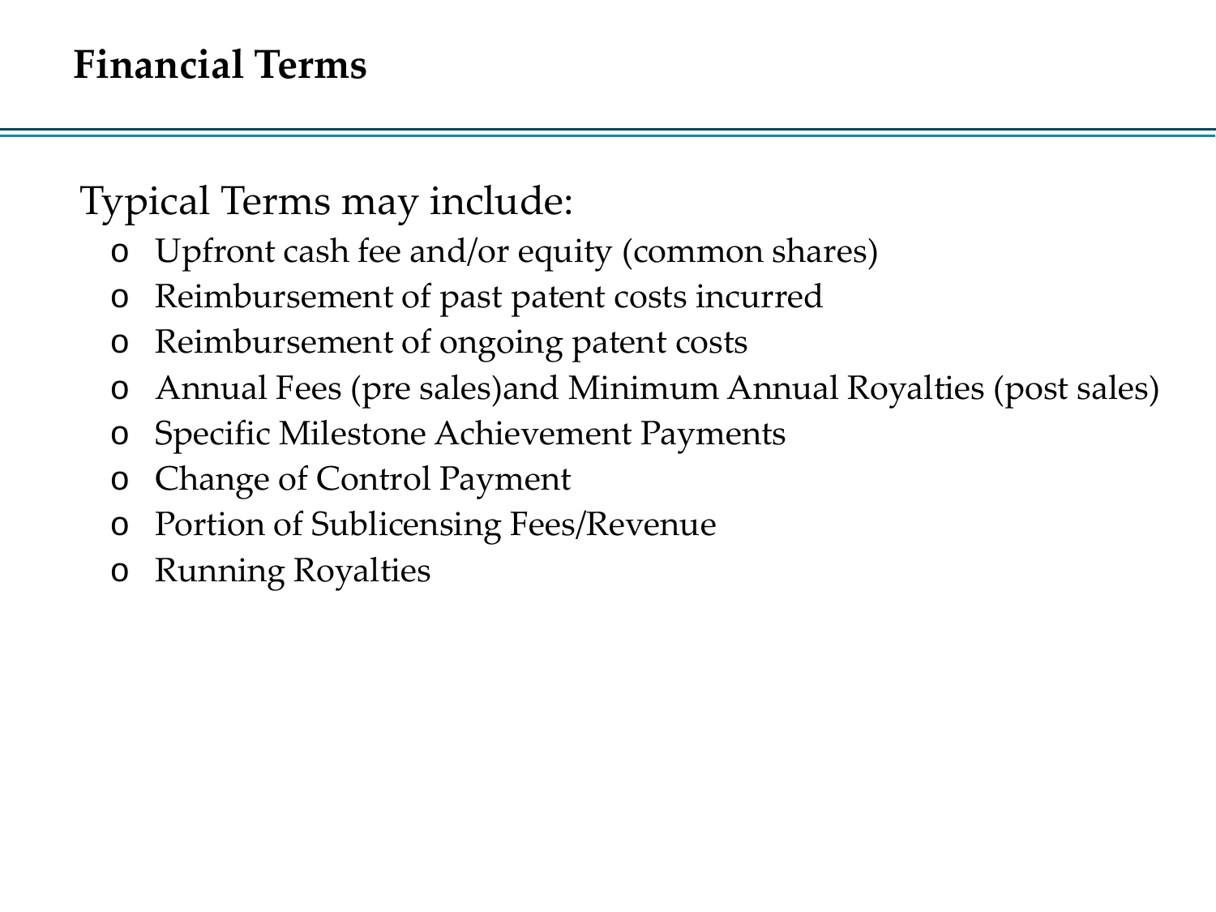# Financial Terms

Typical Terms may include:

- Upfront cash fee and/or equity (common shares)
- Reimbursement of past patent costs incurred
- Reimbursement of ongoing patent costs
- Annual Fees (pre sales)and Minimum Annual Royalties (post sales)
- Specific Milestone Achievement Payments
- Change of Control Payment
- Portion of Sublicensing Fees/Revenue
- Running Royalties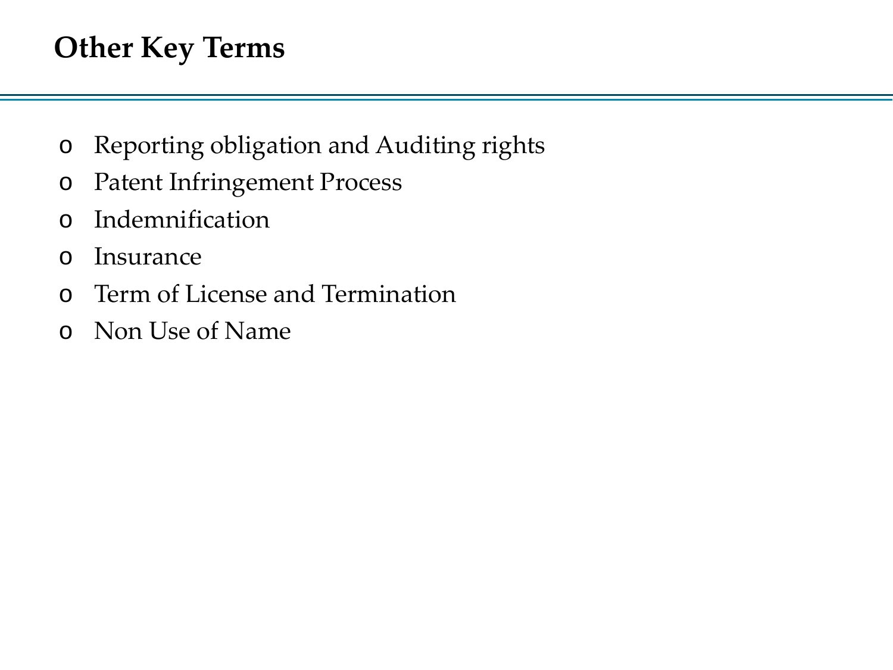# Other Key Terms

- Reporting obligation and Auditing rights
- Patent Infringement Process
- Indemnification
- Insurance
- Term of License and Termination
- Non Use of Name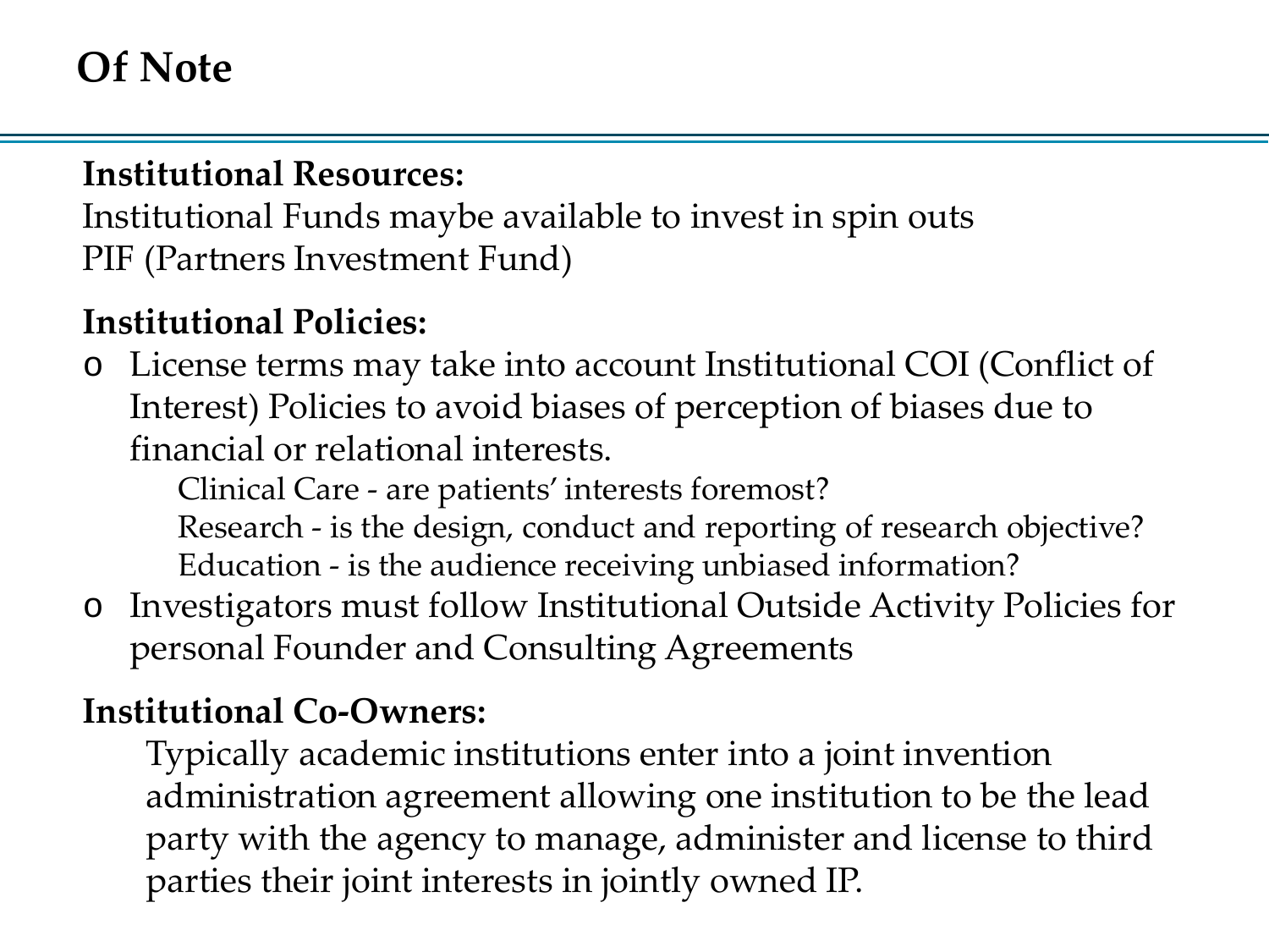# Of Note

**Institutional Resources:**

Institutional Funds maybe available to invest in spin outs
PIF (Partners Investment Fund)

**Institutional Policies:**

- License terms may take into account Institutional COI (Conflict of Interest) Policies to avoid biases of perception of biases due to financial or relational interests.
  - Clinical Care - are patients' interests foremost?
  - Research - is the design, conduct and reporting of research objective?
  - Education - is the audience receiving unbiased information?
- Investigators must follow Institutional Outside Activity Policies for personal Founder and Consulting Agreements

**Institutional Co-Owners:**

Typically academic institutions enter into a joint invention administration agreement allowing one institution to be the lead party with the agency to manage, administer and license to third parties their joint interests in jointly owned IP.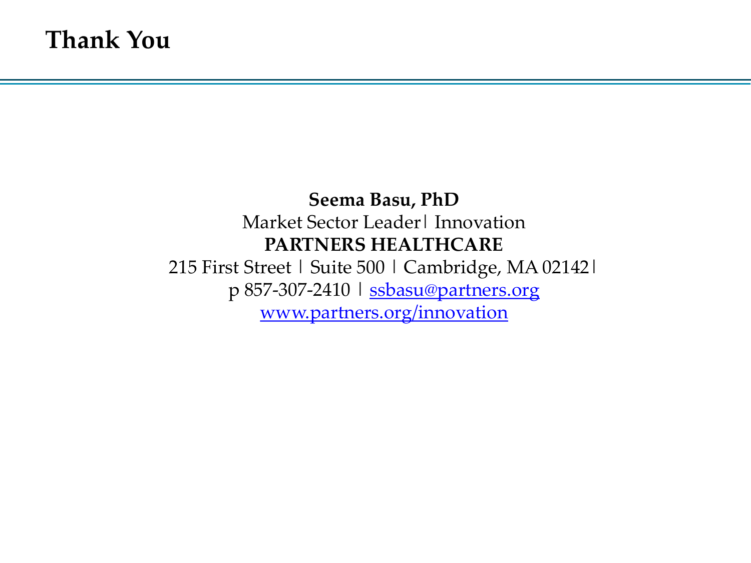# Thank You

**Seema Basu, PhD**
Market Sector Leader| Innovation
**PARTNERS HEALTHCARE**
215 First Street | Suite 500 | Cambridge, MA 02142|
p 857-307-2410 | ssbasu@partners.org
www.partners.org/innovation